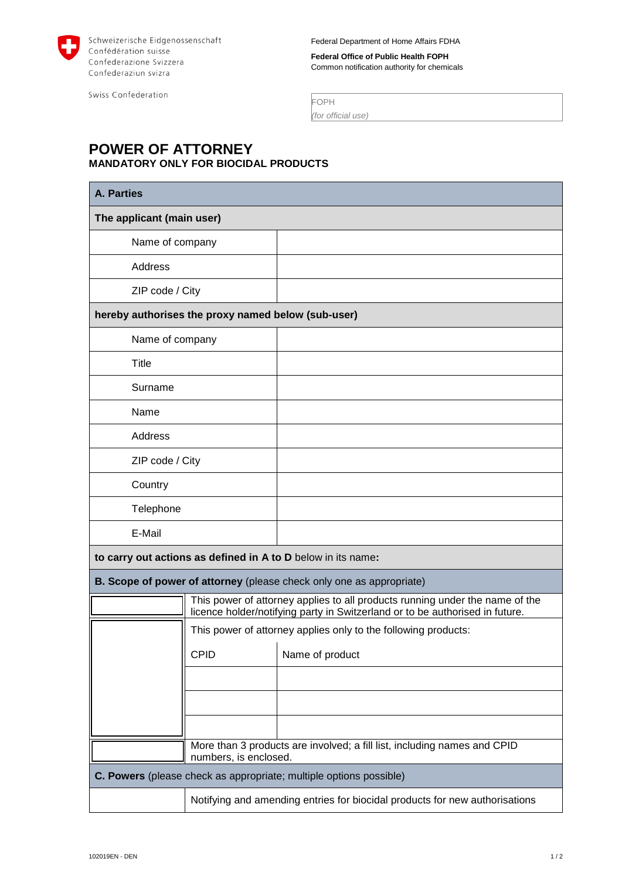Schweizerische Eidgenossenschaft
Confédération suisse
Confederazione Svizzera
Confederaziun svizra

Swiss Confederation

Federal Department of Home Affairs FDHA

**Federal Office of Public Health FOPH**
Common notification authority for chemicals

| FOPH *(for official use)* |
|---|

# POWER OF ATTORNEY

**MANDATORY ONLY FOR BIOCIDAL PRODUCTS**

| **A. Parties** | | |
|---|---|---|
| **The applicant (main user)** | | |
| Name of company | | |
| Address | | |
| ZIP code / City | | |
| **hereby authorises the proxy named below (sub-user)** | | |
| Name of company | | |
| Title | | |
| Surname | | |
| Name | | |
| Address | | |
| ZIP code / City | | |
| Country | | |
| Telephone | | |
| E-Mail | | |
| **to carry out actions as defined in A to D** below in its name**:** | | |
| **B. Scope of power of attorney** (please check only one as appropriate) | | |
| ☐ | This power of attorney applies to all products running under the name of the licence holder/notifying party in Switzerland or to be authorised in future. | |
| ☐ | This power of attorney applies only to the following products: | |
| | CPID | Name of product |
| | | |
| | | |
| | | |
| ☐ | More than 3 products are involved; a fill list, including names and CPID numbers, is enclosed. | |
| **C. Powers** (please check as appropriate; multiple options possible) | | |
| | Notifying and amending entries for biocidal products for new authorisations | |

102019EN - DEN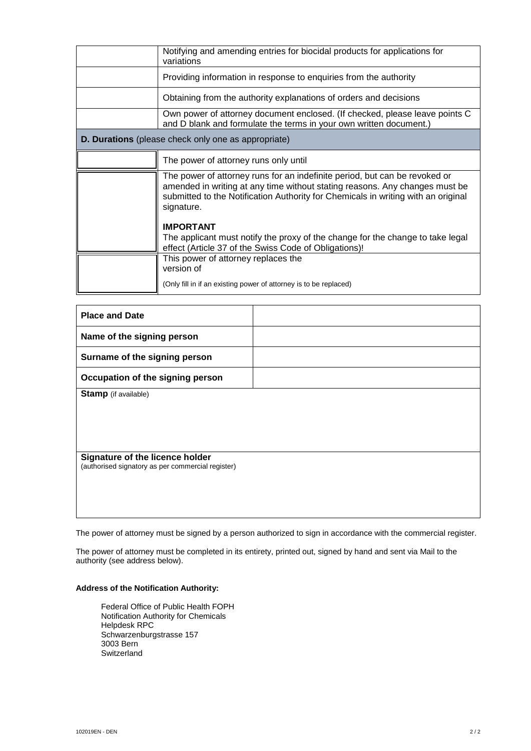| | |
|---|---|
| | Notifying and amending entries for biocidal products for applications for variations |
| | Providing information in response to enquiries from the authority |
| | Obtaining from the authority explanations of orders and decisions |
| | Own power of attorney document enclosed. (If checked, please leave points C and D blank and formulate the terms in your own written document.) |

**D. Durations** (please check only one as appropriate)

| | |
|---|---|
| | The power of attorney runs only until |
| | The power of attorney runs for an indefinite period, but can be revoked or amended in writing at any time without stating reasons. Any changes must be submitted to the Notification Authority for Chemicals in writing with an original signature.<br><br>**IMPORTANT**<br>The applicant must notify the proxy of the change for the change to take legal effect (Article 37 of the Swiss Code of Obligations)! |
| | This power of attorney replaces the version of<br><br>(Only fill in if an existing power of attorney is to be replaced) |

| | |
|---|---|
| **Place and Date** | |
| **Name of the signing person** | |
| **Surname of the signing person** | |
| **Occupation of the signing person** | |

**Stamp** (if available)

**Signature of the licence holder**
(authorised signatory as per commercial register)

The power of attorney must be signed by a person authorized to sign in accordance with the commercial register.

The power of attorney must be completed in its entirety, printed out, signed by hand and sent via Mail to the authority (see address below).

**Address of the Notification Authority:**

Federal Office of Public Health FOPH
Notification Authority for Chemicals
Helpdesk RPC
Schwarzenburgstrasse 157
3003 Bern
Switzerland

102019EN - DEN